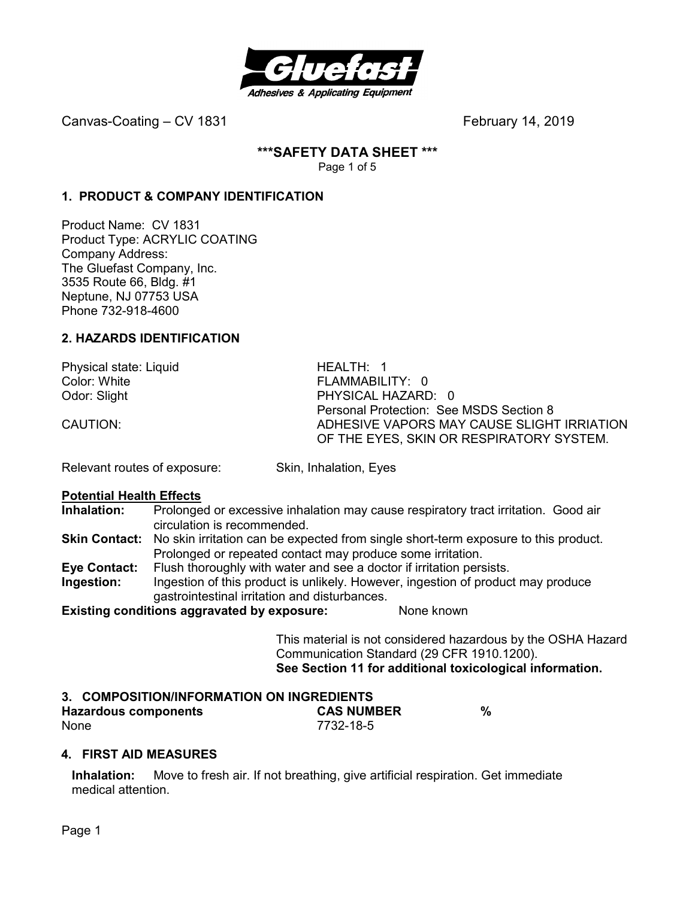Canvas-Coating – CV 1831 February 14, 2019

# ***SAFETY DATA SHEET ***

## 1. PRODUCT & COMPANY IDENTIFICATION

Product Name: CV 1831
Product Type: ACRYLIC COATING
Company Address:
The Gluefast Company, Inc.
3535 Route 66, Bldg. #1
Neptune, NJ 07753 USA
Phone 732-918-4600

## 2. HAZARDS IDENTIFICATION

| | |
|---|---|
| Physical state: Liquid | HEALTH: 1 |
| Color: White | FLAMMABILITY: 0 |
| Odor: Slight | PHYSICAL HAZARD: 0 |
| | Personal Protection: See MSDS Section 8 |
| CAUTION: | ADHESIVE VAPORS MAY CAUSE SLIGHT IRRIATION OF THE EYES, SKIN OR RESPIRATORY SYSTEM. |

Relevant routes of exposure: Skin, Inhalation, Eyes

**Potential Health Effects**

**Inhalation:** Prolonged or excessive inhalation may cause respiratory tract irritation. Good air circulation is recommended.

**Skin Contact:** No skin irritation can be expected from single short-term exposure to this product. Prolonged or repeated contact may produce some irritation.

**Eye Contact:** Flush thoroughly with water and see a doctor if irritation persists.

**Ingestion:** Ingestion of this product is unlikely. However, ingestion of product may produce gastrointestinal irritation and disturbances.

**Existing conditions aggravated by exposure:** None known

This material is not considered hazardous by the OSHA Hazard Communication Standard (29 CFR 1910.1200).
**See Section 11 for additional toxicological information.**

## 3. COMPOSITION/INFORMATION ON INGREDIENTS

| Hazardous components | CAS NUMBER | % |
|---|---|---|
| None | 7732-18-5 | |

## 4. FIRST AID MEASURES

**Inhalation:** Move to fresh air. If not breathing, give artificial respiration. Get immediate medical attention.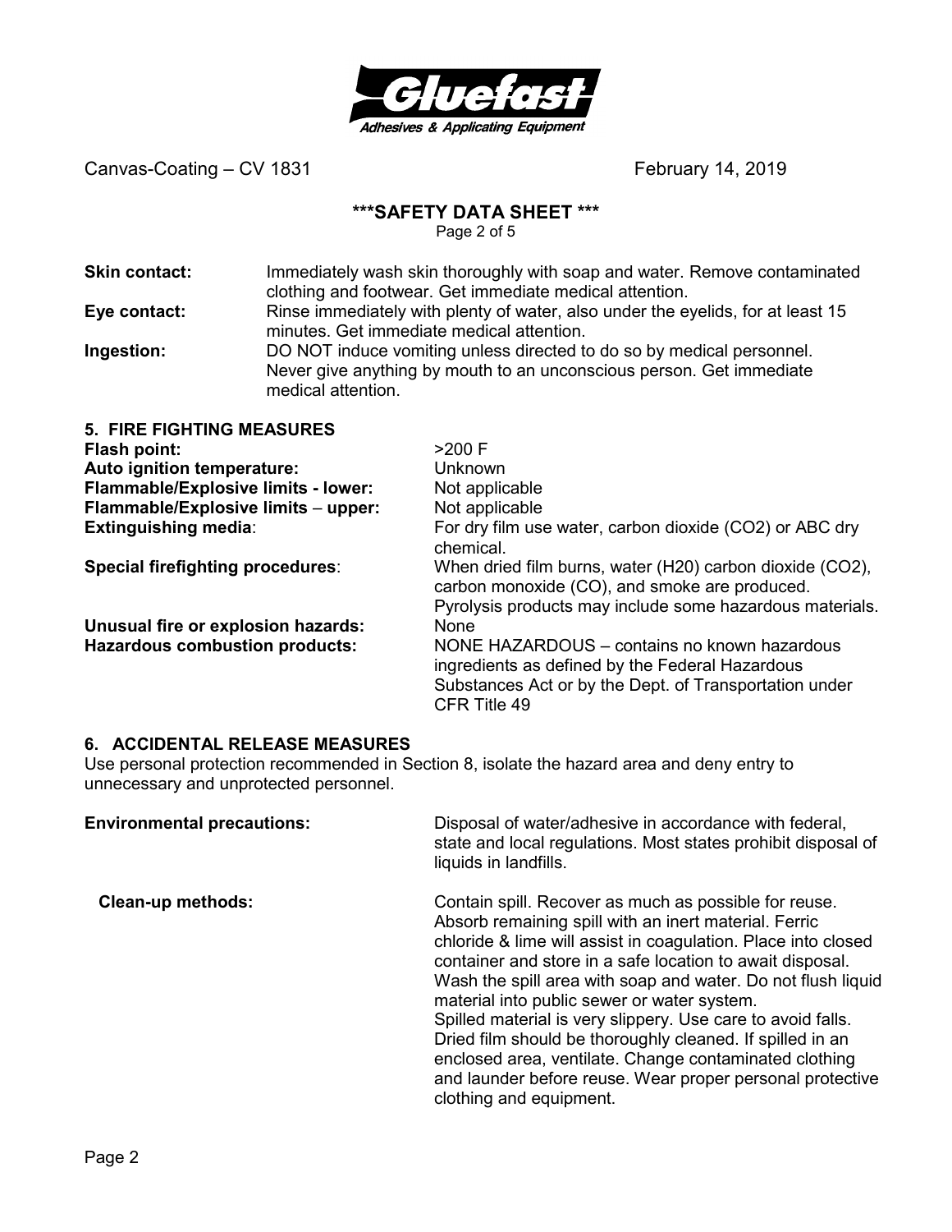**Skin contact:** Immediately wash skin thoroughly with soap and water. Remove contaminated clothing and footwear. Get immediate medical attention.

**Eye contact:** Rinse immediately with plenty of water, also under the eyelids, for at least 15 minutes. Get immediate medical attention.

**Ingestion:** DO NOT induce vomiting unless directed to do so by medical personnel. Never give anything by mouth to an unconscious person. Get immediate medical attention.

## 5. FIRE FIGHTING MEASURES

**Flash point:** >200 F

**Auto ignition temperature:** Unknown

**Flammable/Explosive limits - lower:** Not applicable

**Flammable/Explosive limits – upper:** Not applicable

**Extinguishing media**: For dry film use water, carbon dioxide (CO2) or ABC dry chemical.

**Special firefighting procedures**: When dried film burns, water (H20) carbon dioxide (CO2), carbon monoxide (CO), and smoke are produced. Pyrolysis products may include some hazardous materials.

**Unusual fire or explosion hazards:** None

**Hazardous combustion products:** NONE HAZARDOUS – contains no known hazardous ingredients as defined by the Federal Hazardous Substances Act or by the Dept. of Transportation under CFR Title 49

## 6. ACCIDENTAL RELEASE MEASURES

Use personal protection recommended in Section 8, isolate the hazard area and deny entry to unnecessary and unprotected personnel.

**Environmental precautions:** Disposal of water/adhesive in accordance with federal, state and local regulations. Most states prohibit disposal of liquids in landfills.

**Clean-up methods:** Contain spill. Recover as much as possible for reuse. Absorb remaining spill with an inert material. Ferric chloride & lime will assist in coagulation. Place into closed container and store in a safe location to await disposal. Wash the spill area with soap and water. Do not flush liquid material into public sewer or water system.
Spilled material is very slippery. Use care to avoid falls. Dried film should be thoroughly cleaned. If spilled in an enclosed area, ventilate. Change contaminated clothing and launder before reuse. Wear proper personal protective clothing and equipment.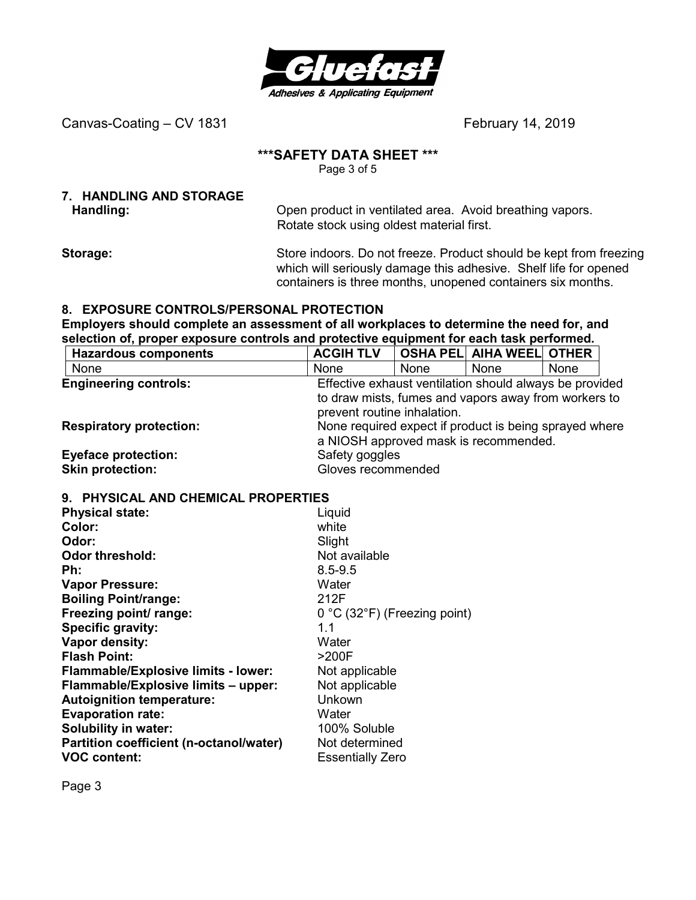## 7. HANDLING AND STORAGE

**Handling:** Open product in ventilated area. Avoid breathing vapors. Rotate stock using oldest material first.

**Storage:** Store indoors. Do not freeze. Product should be kept from freezing which will seriously damage this adhesive. Shelf life for opened containers is three months, unopened containers six months.

## 8. EXPOSURE CONTROLS/PERSONAL PROTECTION

**Employers should complete an assessment of all workplaces to determine the need for, and selection of, proper exposure controls and protective equipment for each task performed.**

| Hazardous components | ACGIH TLV | OSHA PEL | AIHA WEEL | OTHER |
|---|---|---|---|---|
| None | None | None | None | None |

**Engineering controls:** Effective exhaust ventilation should always be provided to draw mists, fumes and vapors away from workers to prevent routine inhalation.

**Respiratory protection:** None required expect if product is being sprayed where a NIOSH approved mask is recommended.

**Eyeface protection:** Safety goggles

**Skin protection:** Gloves recommended

## 9. PHYSICAL AND CHEMICAL PROPERTIES

**Physical state:** Liquid
**Color:** white
**Odor:** Slight
**Odor threshold:** Not available
**Ph:** 8.5-9.5
**Vapor Pressure:** Water
**Boiling Point/range:** 212F
**Freezing point/ range:** 0 °C (32°F) (Freezing point)
**Specific gravity:** 1.1
**Vapor density:** Water
**Flash Point:** >200F
**Flammable/Explosive limits - lower:** Not applicable
**Flammable/Explosive limits – upper:** Not applicable
**Autoignition temperature:** Unkown
**Evaporation rate:** Water
**Solubility in water:** 100% Soluble
**Partition coefficient (n-octanol/water)** Not determined
**VOC content:** Essentially Zero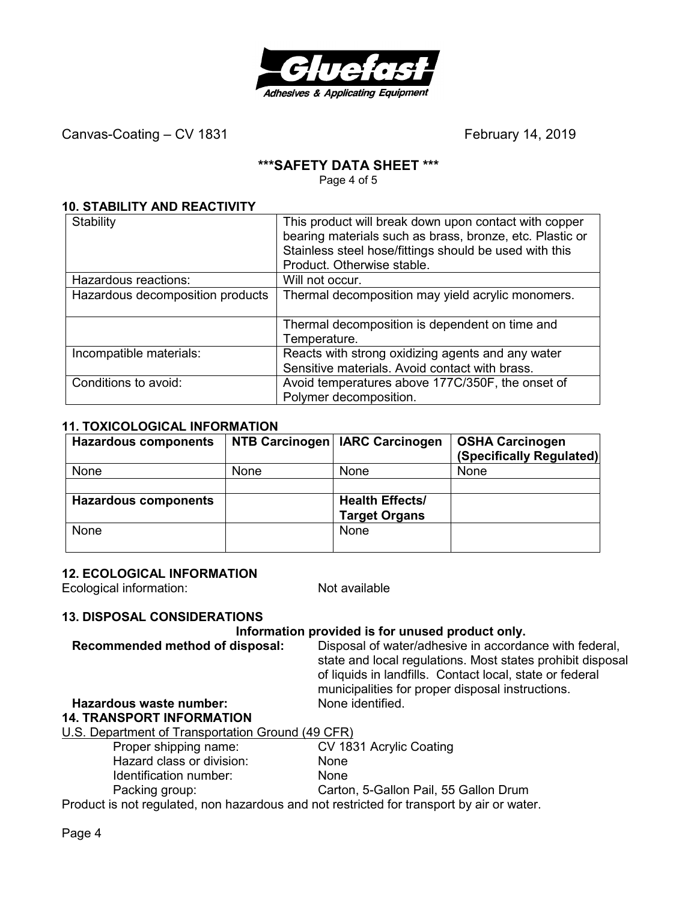Canvas-Coating – CV 1831 February 14, 2019

**\*\*\*SAFETY DATA SHEET \*\*\***

## 10. STABILITY AND REACTIVITY

| | |
|---|---|
| Stability | This product will break down upon contact with copper bearing materials such as brass, bronze, etc. Plastic or Stainless steel hose/fittings should be used with this Product. Otherwise stable. |
| Hazardous reactions: | Will not occur. |
| Hazardous decomposition products | Thermal decomposition may yield acrylic monomers. |
| | Thermal decomposition is dependent on time and Temperature. |
| Incompatible materials: | Reacts with strong oxidizing agents and any water Sensitive materials. Avoid contact with brass. |
| Conditions to avoid: | Avoid temperatures above 177C/350F, the onset of Polymer decomposition. |

## 11. TOXICOLOGICAL INFORMATION

| Hazardous components | NTB Carcinogen | IARC Carcinogen | OSHA Carcinogen (Specifically Regulated) |
|---|---|---|---|
| None | None | None | None |
| | | | |
| **Hazardous components** | | **Health Effects/ Target Organs** | |
| None | | None | |

## 12. ECOLOGICAL INFORMATION

Ecological information: Not available

## 13. DISPOSAL CONSIDERATIONS

**Information provided is for unused product only.**

**Recommended method of disposal:** Disposal of water/adhesive in accordance with federal, state and local regulations. Most states prohibit disposal of liquids in landfills. Contact local, state or federal municipalities for proper disposal instructions.

**Hazardous waste number:** None identified.

## 14. TRANSPORT INFORMATION

U.S. Department of Transportation Ground (49 CFR)

- Proper shipping name: CV 1831 Acrylic Coating
- Hazard class or division: None
- Identification number: None
- Packing group: Carton, 5-Gallon Pail, 55 Gallon Drum

Product is not regulated, non hazardous and not restricted for transport by air or water.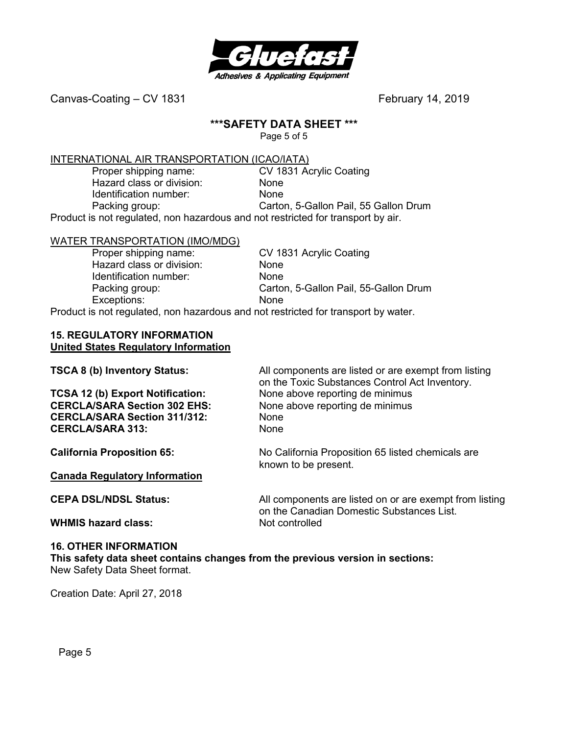INTERNATIONAL AIR TRANSPORTATION (ICAO/IATA)

| | |
|---|---|
| Proper shipping name: | CV 1831 Acrylic Coating |
| Hazard class or division: | None |
| Identification number: | None |
| Packing group: | Carton, 5-Gallon Pail, 55 Gallon Drum |

Product is not regulated, non hazardous and not restricted for transport by air.

WATER TRANSPORTATION (IMO/MDG)

| | |
|---|---|
| Proper shipping name: | CV 1831 Acrylic Coating |
| Hazard class or division: | None |
| Identification number: | None |
| Packing group: | Carton, 5-Gallon Pail, 55-Gallon Drum |
| Exceptions: | None |

Product is not regulated, non hazardous and not restricted for transport by water.

## 15. REGULATORY INFORMATION

### United States Regulatory Information

| | |
|---|---|
| **TSCA 8 (b) Inventory Status:** | All components are listed or are exempt from listing on the Toxic Substances Control Act Inventory. |
| **TCSA 12 (b) Export Notification:** | None above reporting de minimus |
| **CERCLA/SARA Section 302 EHS:** | None above reporting de minimus |
| **CERCLA/SARA Section 311/312:** | None |
| **CERCLA/SARA 313:** | None |
| **California Proposition 65:** | No California Proposition 65 listed chemicals are known to be present. |

### Canada Regulatory Information

| | |
|---|---|
| **CEPA DSL/NDSL Status:** | All components are listed on or are exempt from listing on the Canadian Domestic Substances List. |
| **WHMIS hazard class:** | Not controlled |

## 16. OTHER INFORMATION

**This safety data sheet contains changes from the previous version in sections:**
New Safety Data Sheet format.

Creation Date: April 27, 2018